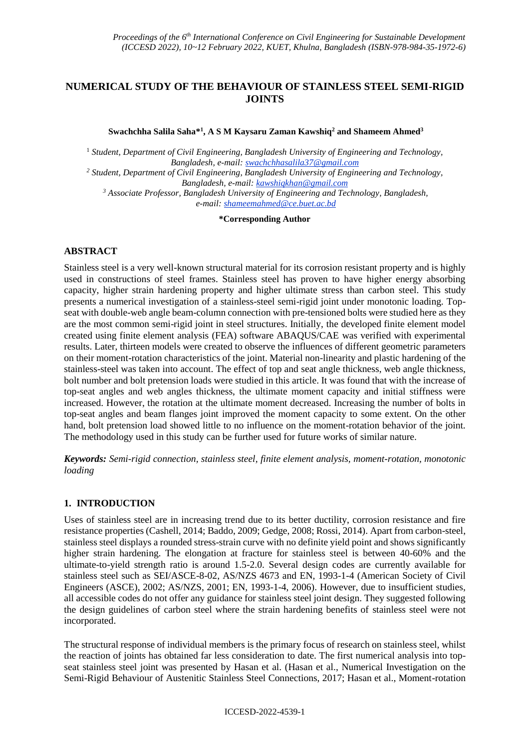# NUMERICAL STUDY OF THE BEHAVIOUR OF STAINLESS STEEL SEMI-RIGID JOINTS

**Swachchha Salila Saha*[1], A S M Kaysaru Zaman Kawshiq[2] and Shameem Ahmed[3]**

[1] *Student, Department of Civil Engineering, Bangladesh University of Engineering and Technology, Bangladesh, e-mail: swachchhasalila37@gmail.com*

[2] *Student, Department of Civil Engineering, Bangladesh University of Engineering and Technology, Bangladesh, e-mail: kawshiqkhan@gmail.com*

[3] *Associate Professor, Bangladesh University of Engineering and Technology, Bangladesh, e-mail: shameemahmed@ce.buet.ac.bd*

**\*Corresponding Author**

## ABSTRACT

Stainless steel is a very well-known structural material for its corrosion resistant property and is highly used in constructions of steel frames. Stainless steel has proven to have higher energy absorbing capacity, higher strain hardening property and higher ultimate stress than carbon steel. This study presents a numerical investigation of a stainless-steel semi-rigid joint under monotonic loading. Top-seat with double-web angle beam-column connection with pre-tensioned bolts were studied here as they are the most common semi-rigid joint in steel structures. Initially, the developed finite element model created using finite element analysis (FEA) software ABAQUS/CAE was verified with experimental results. Later, thirteen models were created to observe the influences of different geometric parameters on their moment-rotation characteristics of the joint. Material non-linearity and plastic hardening of the stainless-steel was taken into account. The effect of top and seat angle thickness, web angle thickness, bolt number and bolt pretension loads were studied in this article. It was found that with the increase of top-seat angles and web angles thickness, the ultimate moment capacity and initial stiffness were increased. However, the rotation at the ultimate moment decreased. Increasing the number of bolts in top-seat angles and beam flanges joint improved the moment capacity to some extent. On the other hand, bolt pretension load showed little to no influence on the moment-rotation behavior of the joint. The methodology used in this study can be further used for future works of similar nature.

***Keywords:*** *Semi-rigid connection, stainless steel, finite element analysis, moment-rotation, monotonic loading*

## 1. INTRODUCTION

Uses of stainless steel are in increasing trend due to its better ductility, corrosion resistance and fire resistance properties (Cashell, 2014; Baddo, 2009; Gedge, 2008; Rossi, 2014). Apart from carbon-steel, stainless steel displays a rounded stress-strain curve with no definite yield point and shows significantly higher strain hardening. The elongation at fracture for stainless steel is between 40-60% and the ultimate-to-yield strength ratio is around 1.5-2.0. Several design codes are currently available for stainless steel such as SEI/ASCE-8-02, AS/NZS 4673 and EN, 1993-1-4 (American Society of Civil Engineers (ASCE), 2002; AS/NZS, 2001; EN, 1993-1-4, 2006). However, due to insufficient studies, all accessible codes do not offer any guidance for stainless steel joint design. They suggested following the design guidelines of carbon steel where the strain hardening benefits of stainless steel were not incorporated.

The structural response of individual members is the primary focus of research on stainless steel, whilst the reaction of joints has obtained far less consideration to date. The first numerical analysis into top-seat stainless steel joint was presented by Hasan et al. (Hasan et al., Numerical Investigation on the Semi-Rigid Behaviour of Austenitic Stainless Steel Connections, 2017; Hasan et al., Moment-rotation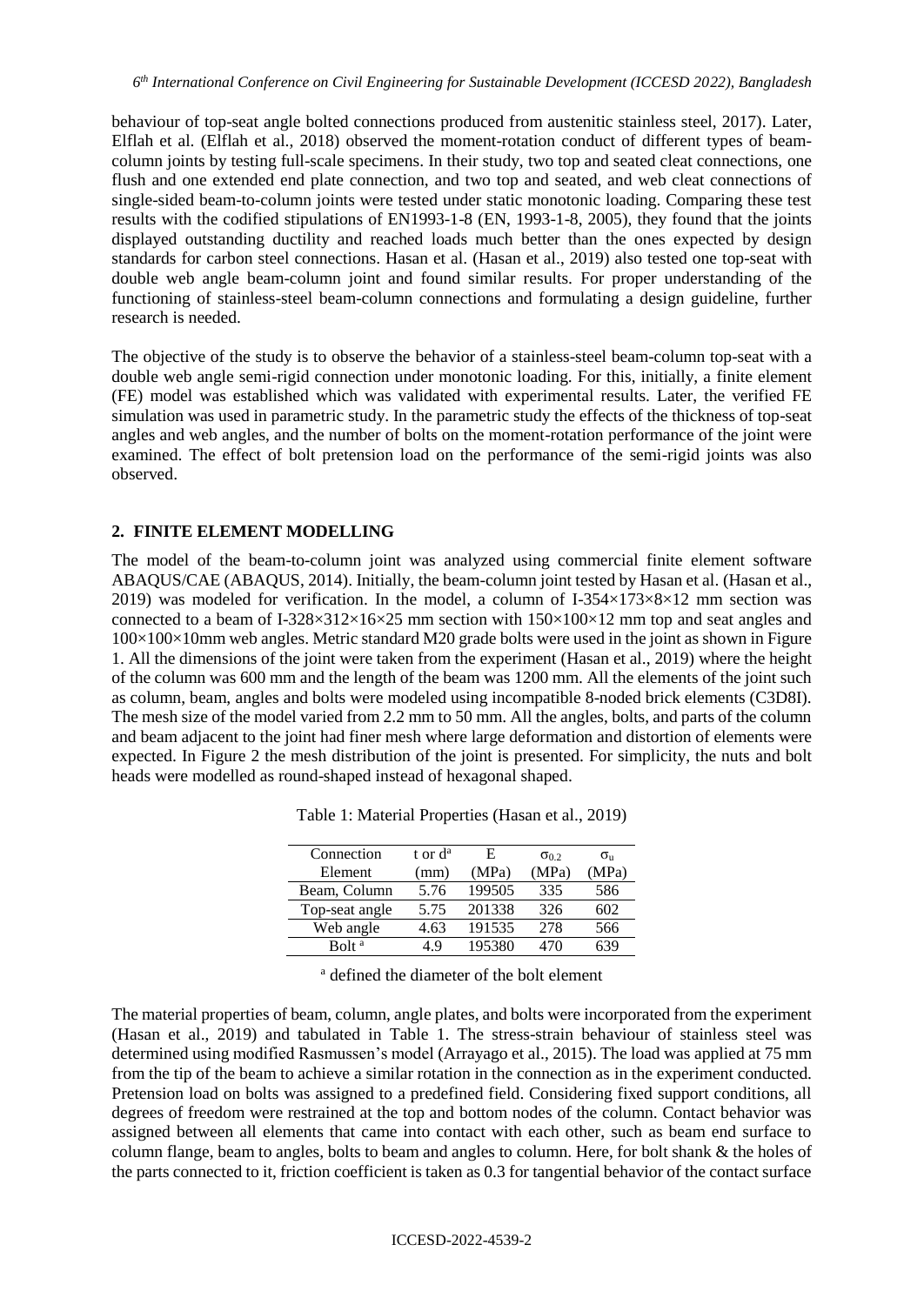behaviour of top-seat angle bolted connections produced from austenitic stainless steel, 2017). Later, Elflah et al. (Elflah et al., 2018) observed the moment-rotation conduct of different types of beam-column joints by testing full-scale specimens. In their study, two top and seated cleat connections, one flush and one extended end plate connection, and two top and seated, and web cleat connections of single-sided beam-to-column joints were tested under static monotonic loading. Comparing these test results with the codified stipulations of EN1993-1-8 (EN, 1993-1-8, 2005), they found that the joints displayed outstanding ductility and reached loads much better than the ones expected by design standards for carbon steel connections. Hasan et al. (Hasan et al., 2019) also tested one top-seat with double web angle beam-column joint and found similar results. For proper understanding of the functioning of stainless-steel beam-column connections and formulating a design guideline, further research is needed.

The objective of the study is to observe the behavior of a stainless-steel beam-column top-seat with a double web angle semi-rigid connection under monotonic loading. For this, initially, a finite element (FE) model was established which was validated with experimental results. Later, the verified FE simulation was used in parametric study. In the parametric study the effects of the thickness of top-seat angles and web angles, and the number of bolts on the moment-rotation performance of the joint were examined. The effect of bolt pretension load on the performance of the semi-rigid joints was also observed.

## 2. FINITE ELEMENT MODELLING

The model of the beam-to-column joint was analyzed using commercial finite element software ABAQUS/CAE (ABAQUS, 2014). Initially, the beam-column joint tested by Hasan et al. (Hasan et al., 2019) was modeled for verification. In the model, a column of I-354×173×8×12 mm section was connected to a beam of I-328×312×16×25 mm section with 150×100×12 mm top and seat angles and 100×100×10mm web angles. Metric standard M20 grade bolts were used in the joint as shown in Figure 1. All the dimensions of the joint were taken from the experiment (Hasan et al., 2019) where the height of the column was 600 mm and the length of the beam was 1200 mm. All the elements of the joint such as column, beam, angles and bolts were modeled using incompatible 8-noded brick elements (C3D8I). The mesh size of the model varied from 2.2 mm to 50 mm. All the angles, bolts, and parts of the column and beam adjacent to the joint had finer mesh where large deformation and distortion of elements were expected. In Figure 2 the mesh distribution of the joint is presented. For simplicity, the nuts and bolt heads were modelled as round-shaped instead of hexagonal shaped.

Table 1: Material Properties (Hasan et al., 2019)

| Connection Element | t or d[a] (mm) | E (MPa) | $\sigma_{0.2}$ (MPa) | $\sigma_u$ (MPa) |
|---|---|---|---|---|
| Beam, Column | 5.76 | 199505 | 335 | 586 |
| Top-seat angle | 5.75 | 201338 | 326 | 602 |
| Web angle | 4.63 | 191535 | 278 | 566 |
| Bolt [a] | 4.9 | 195380 | 470 | 639 |

[a] defined the diameter of the bolt element

The material properties of beam, column, angle plates, and bolts were incorporated from the experiment (Hasan et al., 2019) and tabulated in Table 1. The stress-strain behaviour of stainless steel was determined using modified Rasmussen's model (Arrayago et al., 2015). The load was applied at 75 mm from the tip of the beam to achieve a similar rotation in the connection as in the experiment conducted. Pretension load on bolts was assigned to a predefined field. Considering fixed support conditions, all degrees of freedom were restrained at the top and bottom nodes of the column. Contact behavior was assigned between all elements that came into contact with each other, such as beam end surface to column flange, beam to angles, bolts to beam and angles to column. Here, for bolt shank & the holes of the parts connected to it, friction coefficient is taken as 0.3 for tangential behavior of the contact surface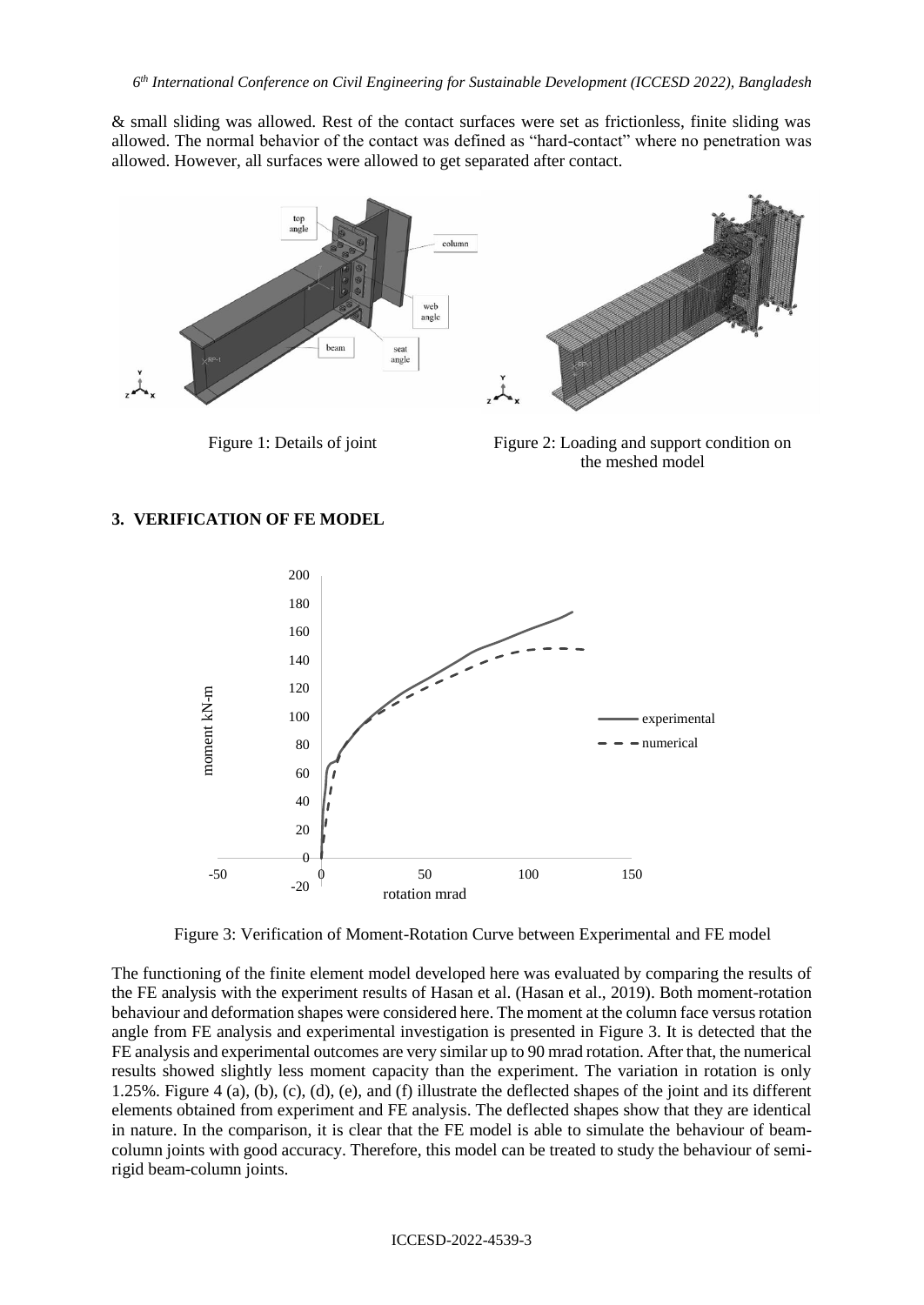& small sliding was allowed. Rest of the contact surfaces were set as frictionless, finite sliding was allowed. The normal behavior of the contact was defined as "hard-contact" where no penetration was allowed. However, all surfaces were allowed to get separated after contact.

Figure 1: Details of joint

Figure 2: Loading and support condition on the meshed model

## 3. VERIFICATION OF FE MODEL

Figure 3: Verification of Moment-Rotation Curve between Experimental and FE model

The functioning of the finite element model developed here was evaluated by comparing the results of the FE analysis with the experiment results of Hasan et al. (Hasan et al., 2019). Both moment-rotation behaviour and deformation shapes were considered here. The moment at the column face versus rotation angle from FE analysis and experimental investigation is presented in Figure 3. It is detected that the FE analysis and experimental outcomes are very similar up to 90 mrad rotation. After that, the numerical results showed slightly less moment capacity than the experiment. The variation in rotation is only 1.25%. Figure 4 (a), (b), (c), (d), (e), and (f) illustrate the deflected shapes of the joint and its different elements obtained from experiment and FE analysis. The deflected shapes show that they are identical in nature. In the comparison, it is clear that the FE model is able to simulate the behaviour of beam-column joints with good accuracy. Therefore, this model can be treated to study the behaviour of semi-rigid beam-column joints.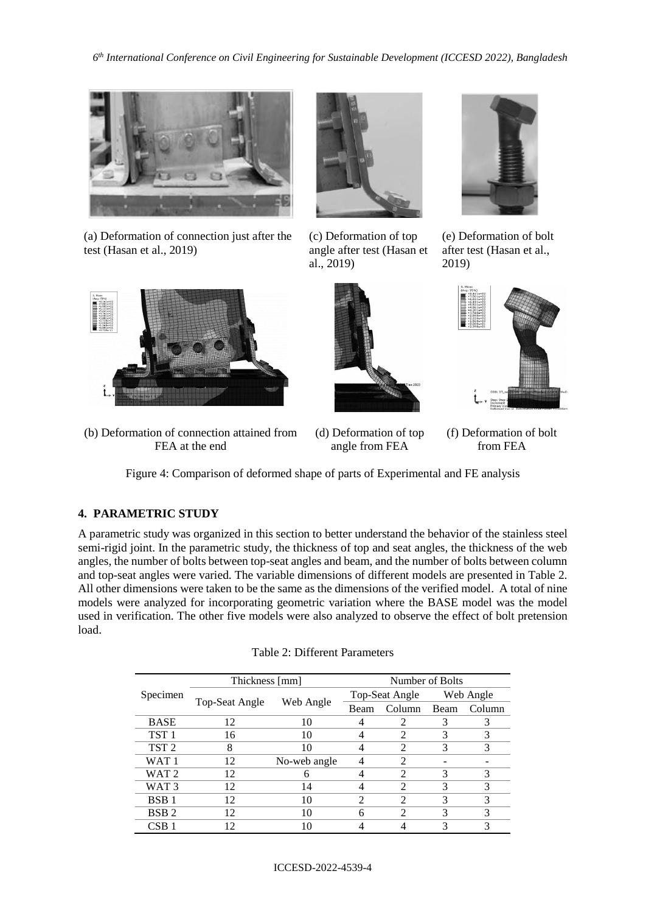(a) Deformation of connection just after the test (Hasan et al., 2019)

(c) Deformation of top angle after test (Hasan et al., 2019)

(e) Deformation of bolt after test (Hasan et al., 2019)

(b) Deformation of connection attained from FEA at the end

(d) Deformation of top angle from FEA

(f) Deformation of bolt from FEA

Figure 4: Comparison of deformed shape of parts of Experimental and FE analysis

## 4. PARAMETRIC STUDY

A parametric study was organized in this section to better understand the behavior of the stainless steel semi-rigid joint. In the parametric study, the thickness of top and seat angles, the thickness of the web angles, the number of bolts between top-seat angles and beam, and the number of bolts between column and top-seat angles were varied. The variable dimensions of different models are presented in Table 2. All other dimensions were taken to be the same as the dimensions of the verified model. A total of nine models were analyzed for incorporating geometric variation where the BASE model was the model used in verification. The other five models were also analyzed to observe the effect of bolt pretension load.

Table 2: Different Parameters

| Specimen | Thickness [mm] | | Number of Bolts | | | |
|---|---|---|---|---|---|---|
| | Top-Seat Angle | Web Angle | Top-Seat Angle | | Web Angle | |
| | | | Beam | Column | Beam | Column |
| BASE | 12 | 10 | 4 | 2 | 3 | 3 |
| TST 1 | 16 | 10 | 4 | 2 | 3 | 3 |
| TST 2 | 8 | 10 | 4 | 2 | 3 | 3 |
| WAT 1 | 12 | No-web angle | 4 | 2 | - | - |
| WAT 2 | 12 | 6 | 4 | 2 | 3 | 3 |
| WAT 3 | 12 | 14 | 4 | 2 | 3 | 3 |
| BSB 1 | 12 | 10 | 2 | 2 | 3 | 3 |
| BSB 2 | 12 | 10 | 6 | 2 | 3 | 3 |
| CSB 1 | 12 | 10 | 4 | 4 | 3 | 3 |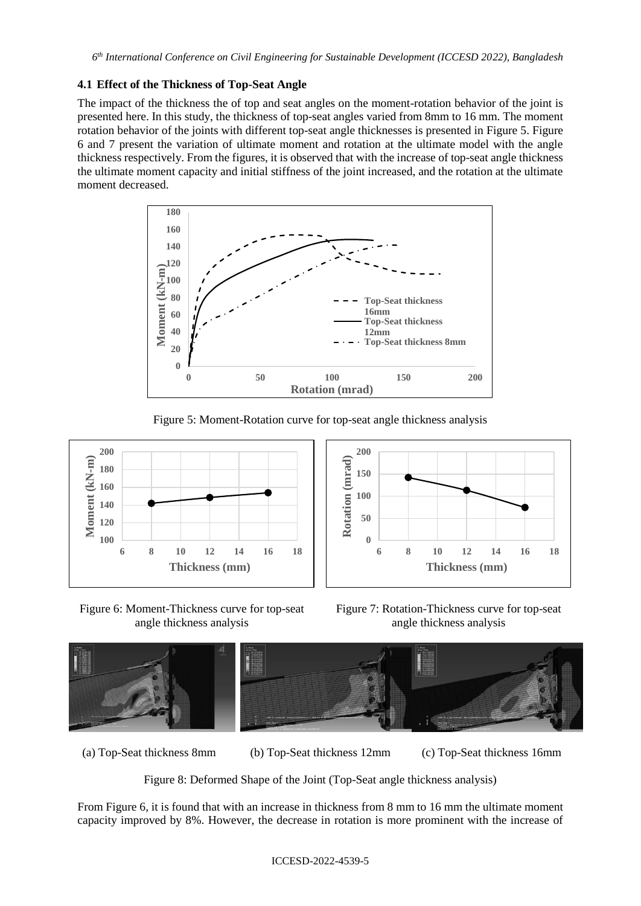### 4.1 Effect of the Thickness of Top-Seat Angle

The impact of the thickness the of top and seat angles on the moment-rotation behavior of the joint is presented here. In this study, the thickness of top-seat angles varied from 8mm to 16 mm. The moment rotation behavior of the joints with different top-seat angle thicknesses is presented in Figure 5. Figure 6 and 7 present the variation of ultimate moment and rotation at the ultimate model with the angle thickness respectively. From the figures, it is observed that with the increase of top-seat angle thickness the ultimate moment capacity and initial stiffness of the joint increased, and the rotation at the ultimate moment decreased.

Figure 5: Moment-Rotation curve for top-seat angle thickness analysis

Figure 6: Moment-Thickness curve for top-seat angle thickness analysis

Figure 7: Rotation-Thickness curve for top-seat angle thickness analysis

(a) Top-Seat thickness 8mm (b) Top-Seat thickness 12mm (c) Top-Seat thickness 16mm

Figure 8: Deformed Shape of the Joint (Top-Seat angle thickness analysis)

From Figure 6, it is found that with an increase in thickness from 8 mm to 16 mm the ultimate moment capacity improved by 8%. However, the decrease in rotation is more prominent with the increase of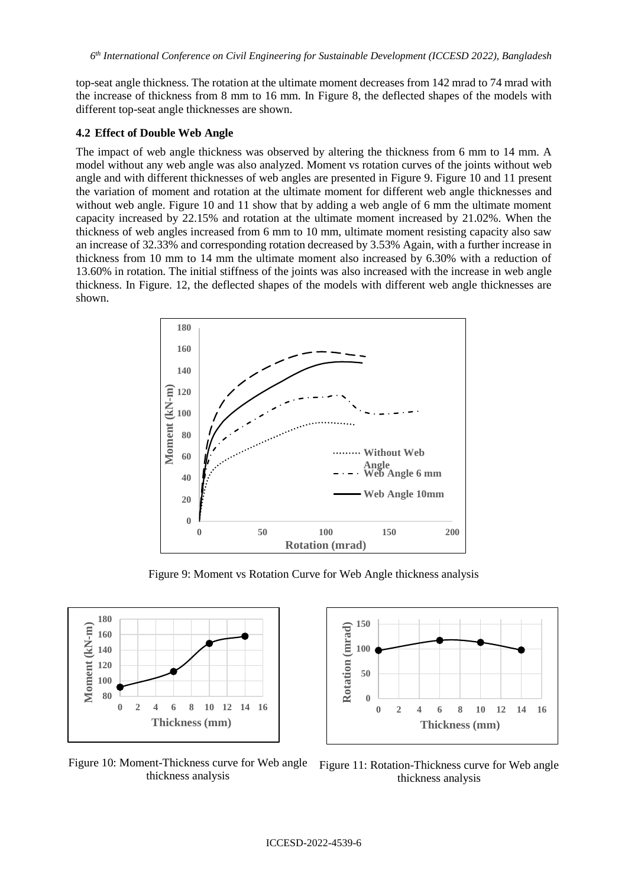top-seat angle thickness. The rotation at the ultimate moment decreases from 142 mrad to 74 mrad with the increase of thickness from 8 mm to 16 mm. In Figure 8, the deflected shapes of the models with different top-seat angle thicknesses are shown.

### 4.2 Effect of Double Web Angle

The impact of web angle thickness was observed by altering the thickness from 6 mm to 14 mm. A model without any web angle was also analyzed. Moment vs rotation curves of the joints without web angle and with different thicknesses of web angles are presented in Figure 9. Figure 10 and 11 present the variation of moment and rotation at the ultimate moment for different web angle thicknesses and without web angle. Figure 10 and 11 show that by adding a web angle of 6 mm the ultimate moment capacity increased by 22.15% and rotation at the ultimate moment increased by 21.02%. When the thickness of web angles increased from 6 mm to 10 mm, ultimate moment resisting capacity also saw an increase of 32.33% and corresponding rotation decreased by 3.53% Again, with a further increase in thickness from 10 mm to 14 mm the ultimate moment also increased by 6.30% with a reduction of 13.60% in rotation. The initial stiffness of the joints was also increased with the increase in web angle thickness. In Figure. 12, the deflected shapes of the models with different web angle thicknesses are shown.

Figure 9: Moment vs Rotation Curve for Web Angle thickness analysis

Figure 10: Moment-Thickness curve for Web angle thickness analysis

Figure 11: Rotation-Thickness curve for Web angle thickness analysis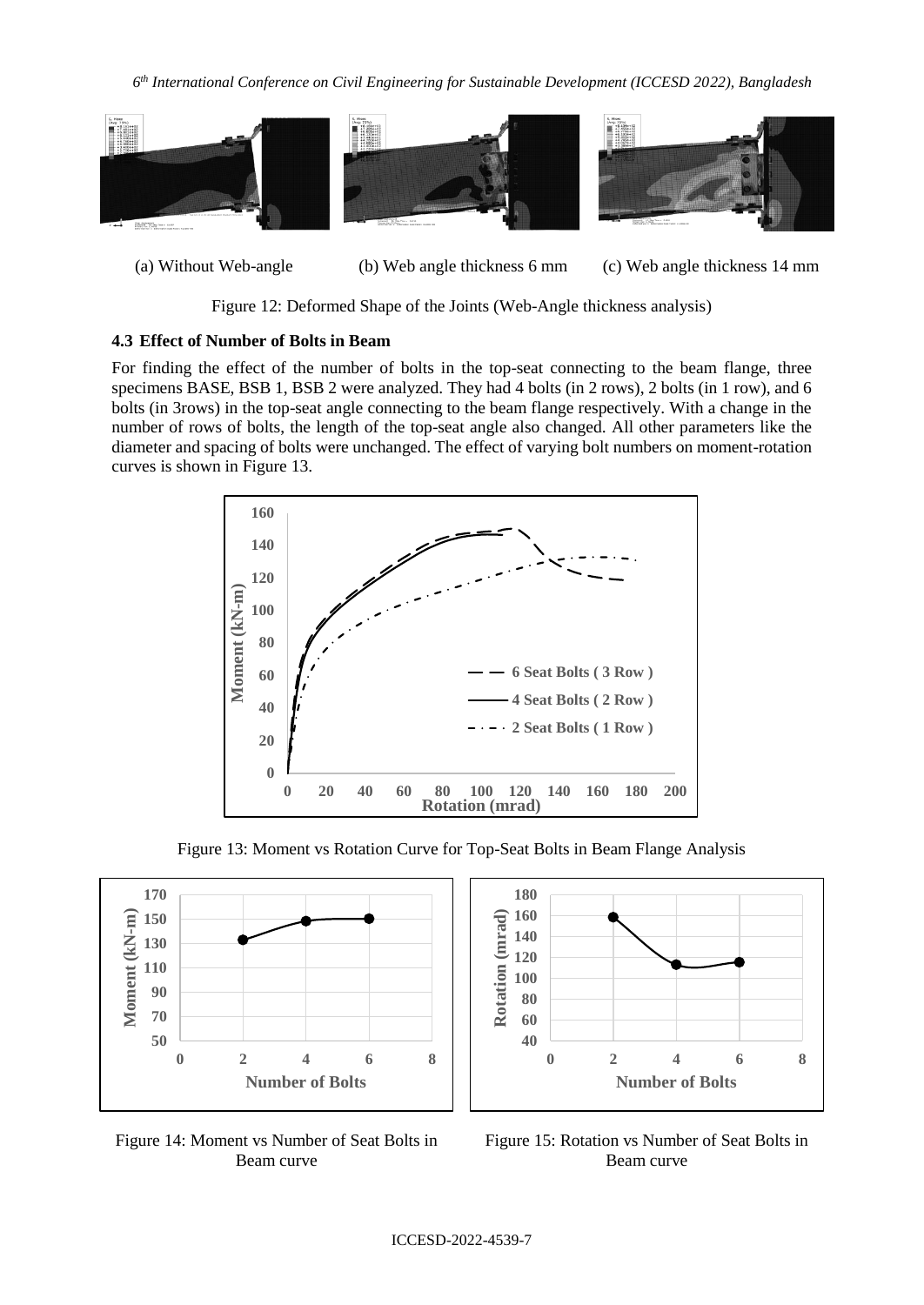(a) Without Web-angle (b) Web angle thickness 6 mm (c) Web angle thickness 14 mm

Figure 12: Deformed Shape of the Joints (Web-Angle thickness analysis)

### 4.3 Effect of Number of Bolts in Beam

For finding the effect of the number of bolts in the top-seat connecting to the beam flange, three specimens BASE, BSB 1, BSB 2 were analyzed. They had 4 bolts (in 2 rows), 2 bolts (in 1 row), and 6 bolts (in 3rows) in the top-seat angle connecting to the beam flange respectively. With a change in the number of rows of bolts, the length of the top-seat angle also changed. All other parameters like the diameter and spacing of bolts were unchanged. The effect of varying bolt numbers on moment-rotation curves is shown in Figure 13.

Figure 13: Moment vs Rotation Curve for Top-Seat Bolts in Beam Flange Analysis

Figure 14: Moment vs Number of Seat Bolts in Beam curve

Figure 15: Rotation vs Number of Seat Bolts in Beam curve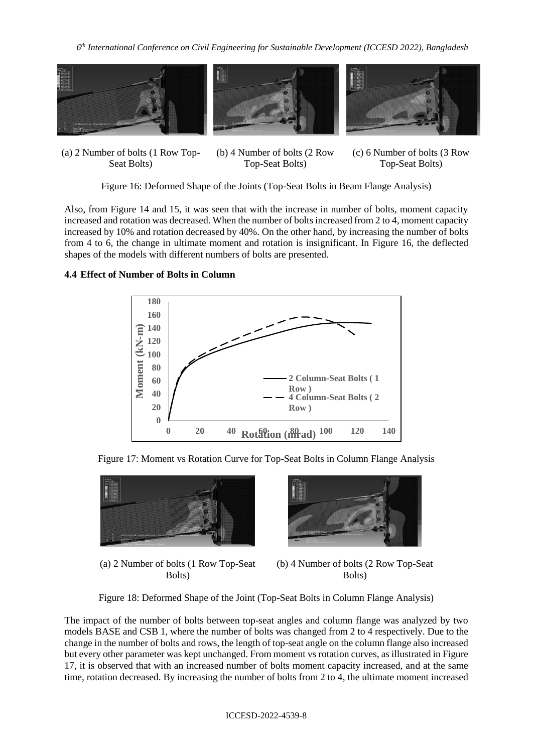(a) 2 Number of bolts (1 Row Top-Seat Bolts)

(b) 4 Number of bolts (2 Row Top-Seat Bolts)

(c) 6 Number of bolts (3 Row Top-Seat Bolts)

Figure 16: Deformed Shape of the Joints (Top-Seat Bolts in Beam Flange Analysis)

Also, from Figure 14 and 15, it was seen that with the increase in number of bolts, moment capacity increased and rotation was decreased. When the number of bolts increased from 2 to 4, moment capacity increased by 10% and rotation decreased by 40%. On the other hand, by increasing the number of bolts from 4 to 6, the change in ultimate moment and rotation is insignificant. In Figure 16, the deflected shapes of the models with different numbers of bolts are presented.

### 4.4 Effect of Number of Bolts in Column

Figure 17: Moment vs Rotation Curve for Top-Seat Bolts in Column Flange Analysis

(a) 2 Number of bolts (1 Row Top-Seat Bolts)

(b) 4 Number of bolts (2 Row Top-Seat Bolts)

Figure 18: Deformed Shape of the Joint (Top-Seat Bolts in Column Flange Analysis)

The impact of the number of bolts between top-seat angles and column flange was analyzed by two models BASE and CSB 1, where the number of bolts was changed from 2 to 4 respectively. Due to the change in the number of bolts and rows, the length of top-seat angle on the column flange also increased but every other parameter was kept unchanged. From moment vs rotation curves, as illustrated in Figure 17, it is observed that with an increased number of bolts moment capacity increased, and at the same time, rotation decreased. By increasing the number of bolts from 2 to 4, the ultimate moment increased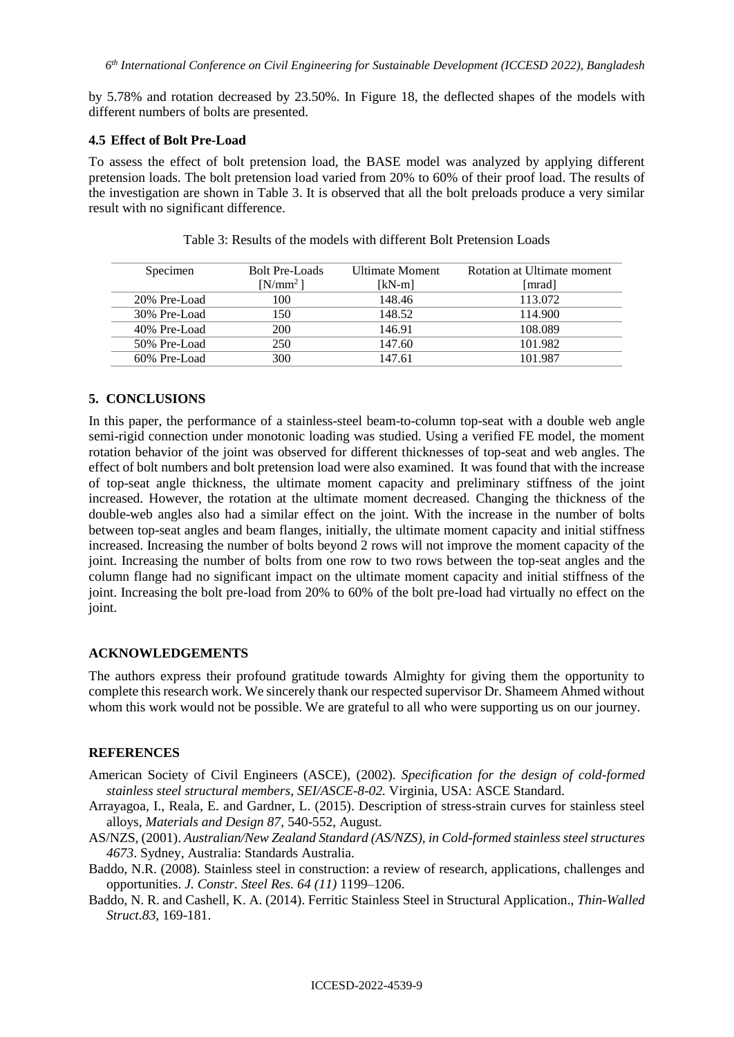by 5.78% and rotation decreased by 23.50%. In Figure 18, the deflected shapes of the models with different numbers of bolts are presented.

### 4.5 Effect of Bolt Pre-Load

To assess the effect of bolt pretension load, the BASE model was analyzed by applying different pretension loads. The bolt pretension load varied from 20% to 60% of their proof load. The results of the investigation are shown in Table 3. It is observed that all the bolt preloads produce a very similar result with no significant difference.

Table 3: Results of the models with different Bolt Pretension Loads

| Specimen | Bolt Pre-Loads [N/mm$^2$] | Ultimate Moment [kN-m] | Rotation at Ultimate moment [mrad] |
|---|---|---|---|
| 20% Pre-Load | 100 | 148.46 | 113.072 |
| 30% Pre-Load | 150 | 148.52 | 114.900 |
| 40% Pre-Load | 200 | 146.91 | 108.089 |
| 50% Pre-Load | 250 | 147.60 | 101.982 |
| 60% Pre-Load | 300 | 147.61 | 101.987 |

## 5. CONCLUSIONS

In this paper, the performance of a stainless-steel beam-to-column top-seat with a double web angle semi-rigid connection under monotonic loading was studied. Using a verified FE model, the moment rotation behavior of the joint was observed for different thicknesses of top-seat and web angles. The effect of bolt numbers and bolt pretension load were also examined. It was found that with the increase of top-seat angle thickness, the ultimate moment capacity and preliminary stiffness of the joint increased. However, the rotation at the ultimate moment decreased. Changing the thickness of the double-web angles also had a similar effect on the joint. With the increase in the number of bolts between top-seat angles and beam flanges, initially, the ultimate moment capacity and initial stiffness increased. Increasing the number of bolts beyond 2 rows will not improve the moment capacity of the joint. Increasing the number of bolts from one row to two rows between the top-seat angles and the column flange had no significant impact on the ultimate moment capacity and initial stiffness of the joint. Increasing the bolt pre-load from 20% to 60% of the bolt pre-load had virtually no effect on the joint.

## ACKNOWLEDGEMENTS

The authors express their profound gratitude towards Almighty for giving them the opportunity to complete this research work. We sincerely thank our respected supervisor Dr. Shameem Ahmed without whom this work would not be possible. We are grateful to all who were supporting us on our journey.

## REFERENCES

American Society of Civil Engineers (ASCE), (2002). *Specification for the design of cold-formed stainless steel structural members, SEI/ASCE-8-02.* Virginia, USA: ASCE Standard.

Arrayagoa, I., Reala, E. and Gardner, L. (2015). Description of stress-strain curves for stainless steel alloys, *Materials and Design 87*, 540-552, August.

AS/NZS, (2001). *Australian/New Zealand Standard (AS/NZS), in Cold-formed stainless steel structures 4673*. Sydney, Australia: Standards Australia.

Baddo, N.R. (2008). Stainless steel in construction: a review of research, applications, challenges and opportunities. *J. Constr. Steel Res. 64 (11)* 1199–1206.

Baddo, N. R. and Cashell, K. A. (2014). Ferritic Stainless Steel in Structural Application., *Thin-Walled Struct.83*, 169-181.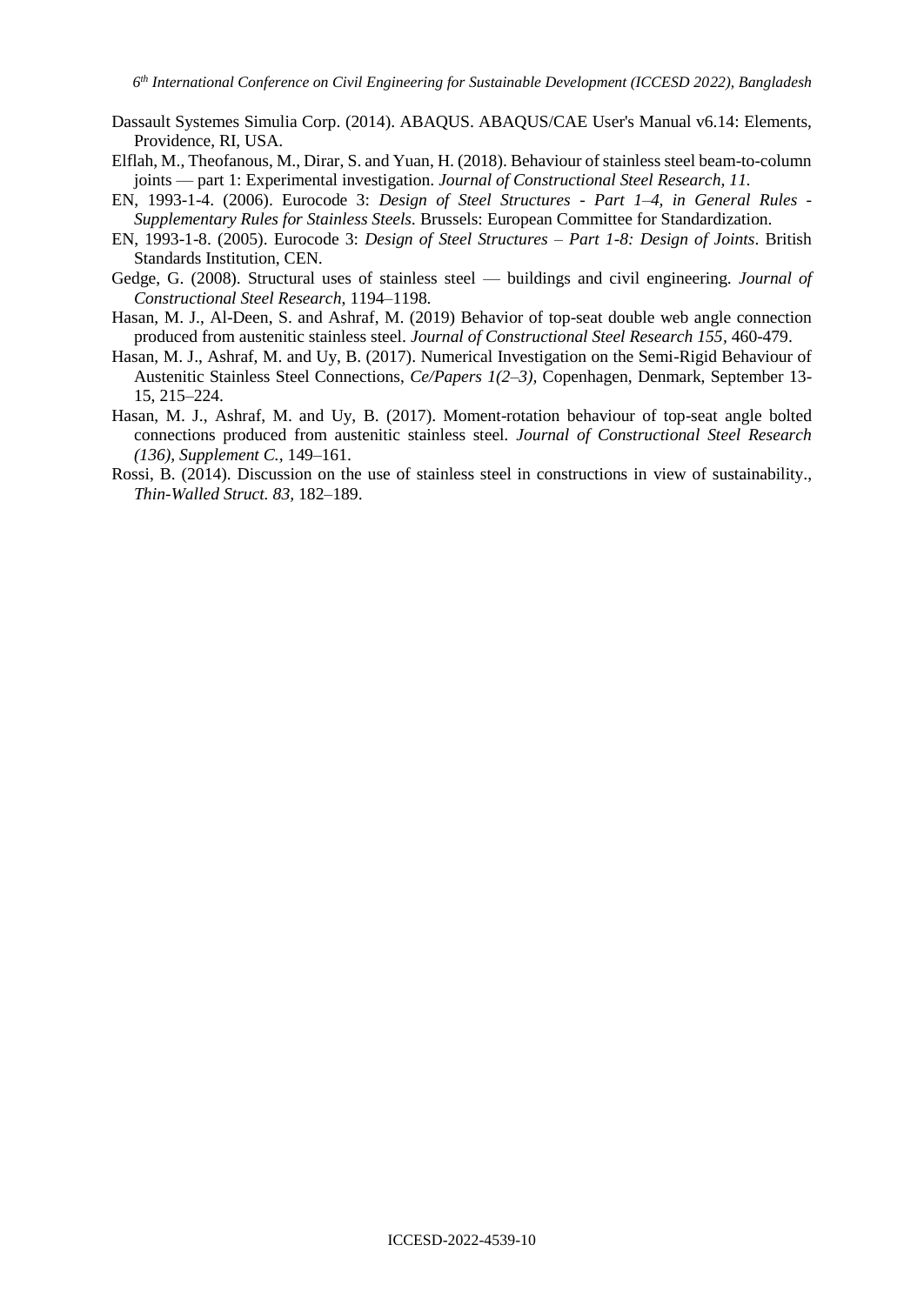Dassault Systemes Simulia Corp. (2014). ABAQUS. ABAQUS/CAE User's Manual v6.14: Elements, Providence, RI, USA.

Elflah, M., Theofanous, M., Dirar, S. and Yuan, H. (2018). Behaviour of stainless steel beam-to-column joints — part 1: Experimental investigation. *Journal of Constructional Steel Research, 11.*

EN, 1993-1-4. (2006). Eurocode 3: *Design of Steel Structures - Part 1–4, in General Rules - Supplementary Rules for Stainless Steels*. Brussels: European Committee for Standardization.

EN, 1993-1-8. (2005). Eurocode 3: *Design of Steel Structures – Part 1-8: Design of Joints*. British Standards Institution, CEN.

Gedge, G. (2008). Structural uses of stainless steel — buildings and civil engineering. *Journal of Constructional Steel Research,* 1194–1198.

Hasan, M. J., Al-Deen, S. and Ashraf, M. (2019) Behavior of top-seat double web angle connection produced from austenitic stainless steel. *Journal of Constructional Steel Research 155*, 460-479.

Hasan, M. J., Ashraf, M. and Uy, B. (2017). Numerical Investigation on the Semi-Rigid Behaviour of Austenitic Stainless Steel Connections, *Ce/Papers 1(2–3),* Copenhagen, Denmark, September 13-15, 215–224.

Hasan, M. J., Ashraf, M. and Uy, B. (2017). Moment-rotation behaviour of top-seat angle bolted connections produced from austenitic stainless steel. *Journal of Constructional Steel Research (136), Supplement C.*, 149–161.

Rossi, B. (2014). Discussion on the use of stainless steel in constructions in view of sustainability., *Thin-Walled Struct. 83,* 182–189.